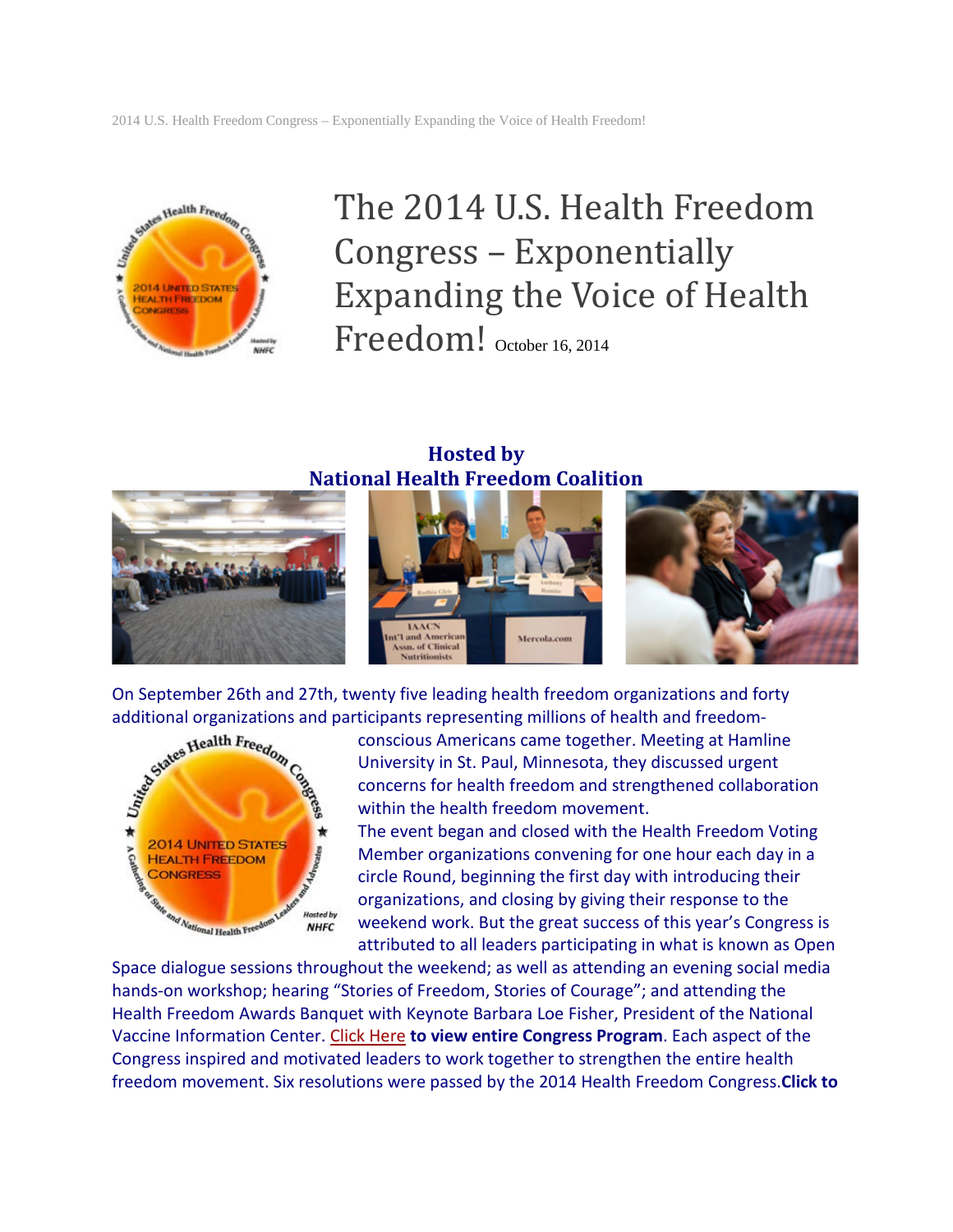# The 2014 U.S. Health Freedom Congress – Exponentially Expanding the Voice of Health Freedom! October 16, 2014

**Hosted by**
**National Health Freedom Coalition**

On September 26th and 27th, twenty five leading health freedom organizations and forty additional organizations and participants representing millions of health and freedom-conscious Americans came together. Meeting at Hamline University in St. Paul, Minnesota, they discussed urgent concerns for health freedom and strengthened collaboration within the health freedom movement.

The event began and closed with the Health Freedom Voting Member organizations convening for one hour each day in a circle Round, beginning the first day with introducing their organizations, and closing by giving their response to the weekend work. But the great success of this year's Congress is attributed to all leaders participating in what is known as Open Space dialogue sessions throughout the weekend; as well as attending an evening social media hands-on workshop; hearing "Stories of Freedom, Stories of Courage"; and attending the Health Freedom Awards Banquet with Keynote Barbara Loe Fisher, President of the National Vaccine Information Center. Click Here **to view entire Congress Program**. Each aspect of the Congress inspired and motivated leaders to work together to strengthen the entire health freedom movement. Six resolutions were passed by the 2014 Health Freedom Congress.**Click to**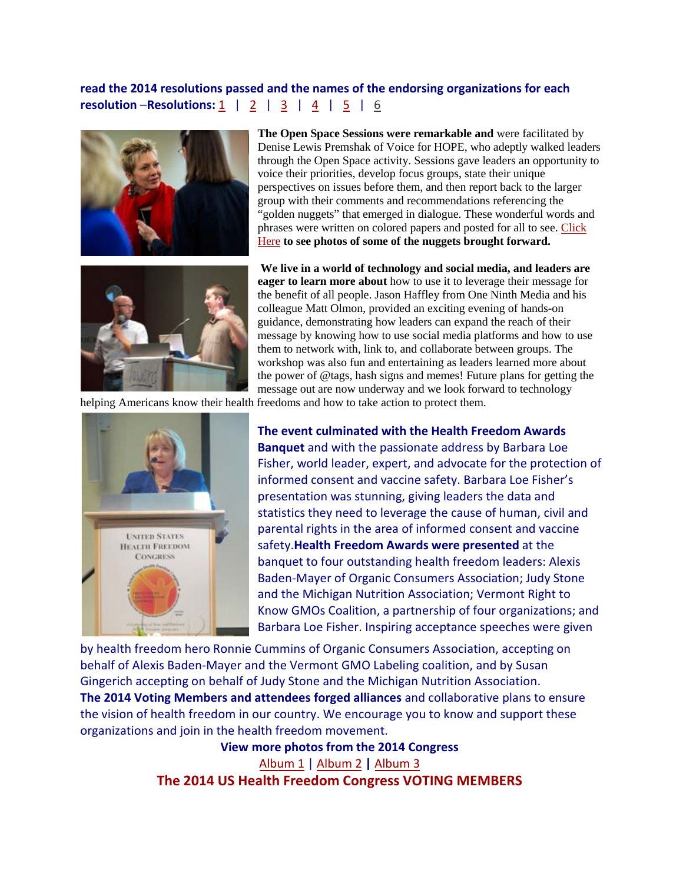**read the 2014 resolutions passed and the names of the endorsing organizations for each resolution –Resolutions:** 1 | 2 | 3 | 4 | 5 | 6

**The Open Space Sessions were remarkable and** were facilitated by Denise Lewis Premshak of Voice for HOPE, who adeptly walked leaders through the Open Space activity. Sessions gave leaders an opportunity to voice their priorities, develop focus groups, state their unique perspectives on issues before them, and then report back to the larger group with their comments and recommendations referencing the "golden nuggets" that emerged in dialogue. These wonderful words and phrases were written on colored papers and posted for all to see. Click Here **to see photos of some of the nuggets brought forward.**

**We live in a world of technology and social media, and leaders are eager to learn more about** how to use it to leverage their message for the benefit of all people. Jason Haffley from One Ninth Media and his colleague Matt Olmon, provided an exciting evening of hands-on guidance, demonstrating how leaders can expand the reach of their message by knowing how to use social media platforms and how to use them to network with, link to, and collaborate between groups. The workshop was also fun and entertaining as leaders learned more about the power of @tags, hash signs and memes! Future plans for getting the message out are now underway and we look forward to technology helping Americans know their health freedoms and how to take action to protect them.

**The event culminated with the Health Freedom Awards Banquet** and with the passionate address by Barbara Loe Fisher, world leader, expert, and advocate for the protection of informed consent and vaccine safety. Barbara Loe Fisher's presentation was stunning, giving leaders the data and statistics they need to leverage the cause of human, civil and parental rights in the area of informed consent and vaccine safety.**Health Freedom Awards were presented** at the banquet to four outstanding health freedom leaders: Alexis Baden-Mayer of Organic Consumers Association; Judy Stone and the Michigan Nutrition Association; Vermont Right to Know GMOs Coalition, a partnership of four organizations; and Barbara Loe Fisher. Inspiring acceptance speeches were given by health freedom hero Ronnie Cummins of Organic Consumers Association, accepting on behalf of Alexis Baden-Mayer and the Vermont GMO Labeling coalition, and by Susan Gingerich accepting on behalf of Judy Stone and the Michigan Nutrition Association.

**The 2014 Voting Members and attendees forged alliances** and collaborative plans to ensure the vision of health freedom in our country. We encourage you to know and support these organizations and join in the health freedom movement.

**View more photos from the 2014 Congress**

Album 1 | Album 2 | Album 3

## The 2014 US Health Freedom Congress VOTING MEMBERS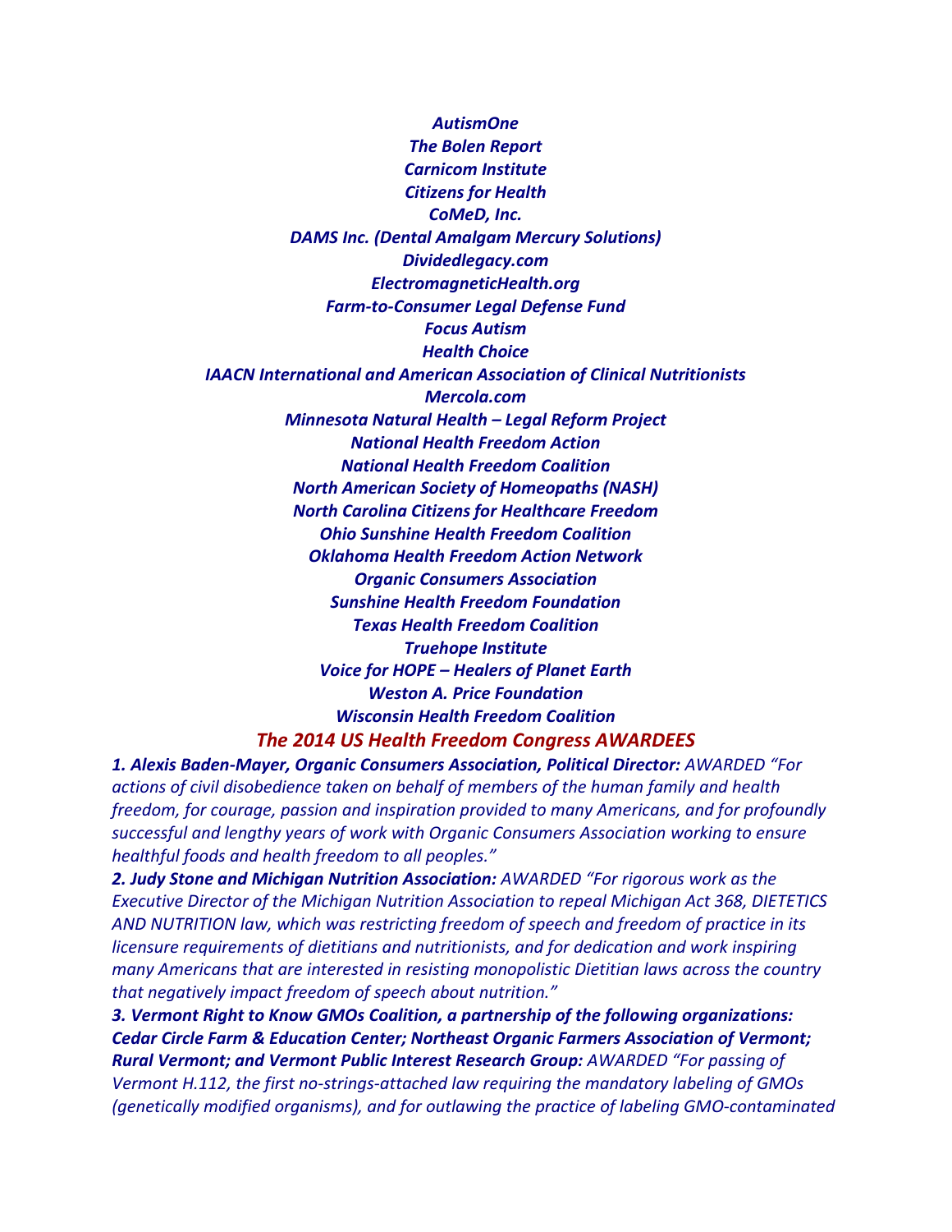*AutismOne*
*The Bolen Report*
*Carnicom Institute*
*Citizens for Health*
*CoMeD, Inc.*
*DAMS Inc. (Dental Amalgam Mercury Solutions)*
*Dividedlegacy.com*
*ElectromagneticHealth.org*
*Farm-to-Consumer Legal Defense Fund*
*Focus Autism*
*Health Choice*
*IAACN International and American Association of Clinical Nutritionists*
*Mercola.com*
*Minnesota Natural Health – Legal Reform Project*
*National Health Freedom Action*
*National Health Freedom Coalition*
*North American Society of Homeopaths (NASH)*
*North Carolina Citizens for Healthcare Freedom*
*Ohio Sunshine Health Freedom Coalition*
*Oklahoma Health Freedom Action Network*
*Organic Consumers Association*
*Sunshine Health Freedom Foundation*
*Texas Health Freedom Coalition*
*Truehope Institute*
*Voice for HOPE – Healers of Planet Earth*
*Weston A. Price Foundation*
*Wisconsin Health Freedom Coalition*

## *The 2014 US Health Freedom Congress AWARDEES*

***1. Alexis Baden-Mayer, Organic Consumers Association, Political Director:*** *AWARDED "For actions of civil disobedience taken on behalf of members of the human family and health freedom, for courage, passion and inspiration provided to many Americans, and for profoundly successful and lengthy years of work with Organic Consumers Association working to ensure healthful foods and health freedom to all peoples."*

***2. Judy Stone and Michigan Nutrition Association:*** *AWARDED "For rigorous work as the Executive Director of the Michigan Nutrition Association to repeal Michigan Act 368, DIETETICS AND NUTRITION law, which was restricting freedom of speech and freedom of practice in its licensure requirements of dietitians and nutritionists, and for dedication and work inspiring many Americans that are interested in resisting monopolistic Dietitian laws across the country that negatively impact freedom of speech about nutrition."*

***3. Vermont Right to Know GMOs Coalition, a partnership of the following organizations: Cedar Circle Farm & Education Center; Northeast Organic Farmers Association of Vermont; Rural Vermont; and Vermont Public Interest Research Group:*** *AWARDED "For passing of Vermont H.112, the first no-strings-attached law requiring the mandatory labeling of GMOs (genetically modified organisms), and for outlawing the practice of labeling GMO-contaminated*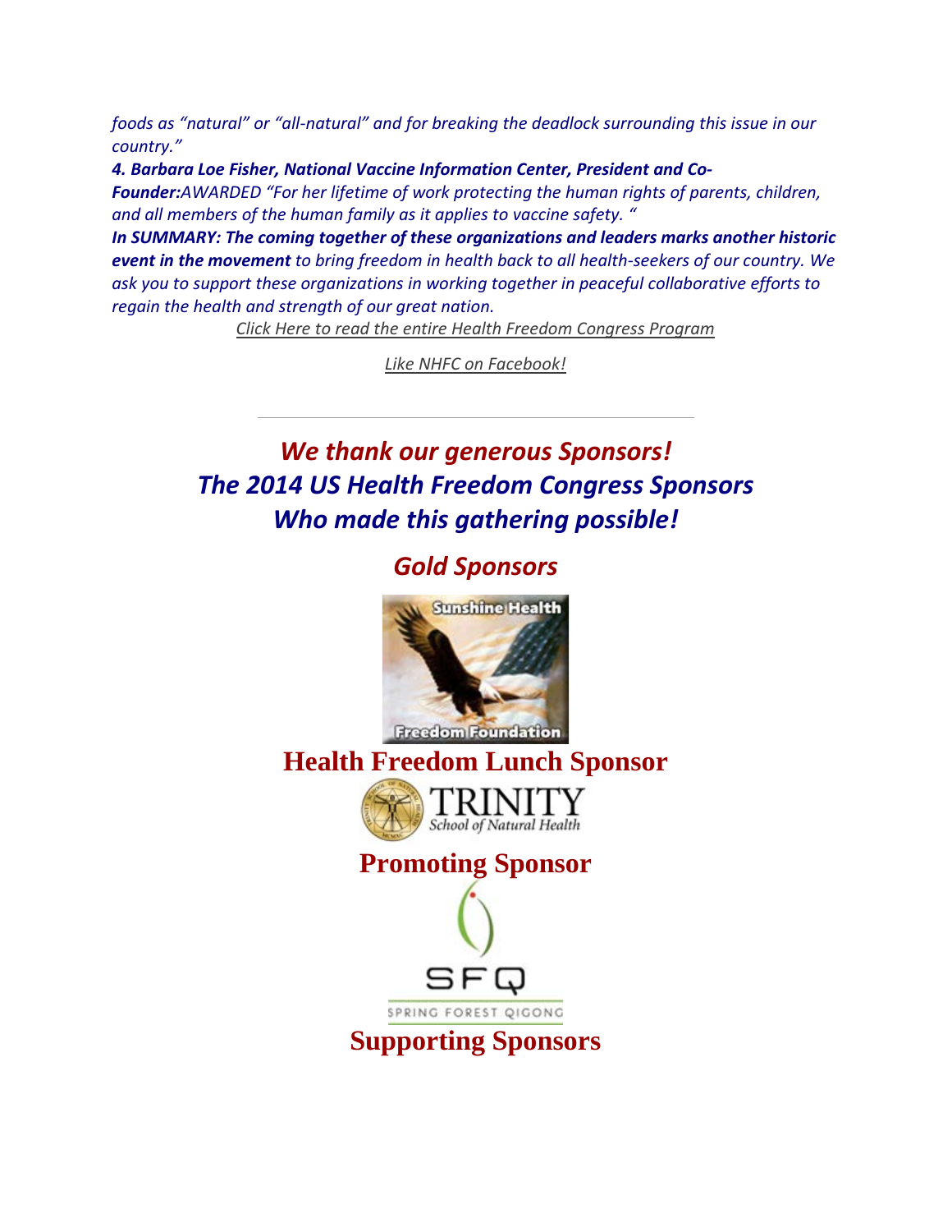*foods as "natural" or "all-natural" and for breaking the deadlock surrounding this issue in our country."*

***4. Barbara Loe Fisher, National Vaccine Information Center, President and Co-Founder:****AWARDED "For her lifetime of work protecting the human rights of parents, children, and all members of the human family as it applies to vaccine safety. "*

***In SUMMARY: The coming together of these organizations and leaders marks another historic event in the movement*** *to bring freedom in health back to all health-seekers of our country. We ask you to support these organizations in working together in peaceful collaborative efforts to regain the health and strength of our great nation.*

*Click Here to read the entire Health Freedom Congress Program*

*Like NHFC on Facebook!*

---

## *We thank our generous Sponsors!*
## *The 2014 US Health Freedom Congress Sponsors*
## *Who made this gathering possible!*

## *Gold Sponsors*

Sunshine Health Freedom Foundation

## Health Freedom Lunch Sponsor

TRINITY School of Natural Health

## Promoting Sponsor

SFQ SPRING FOREST QIGONG

## Supporting Sponsors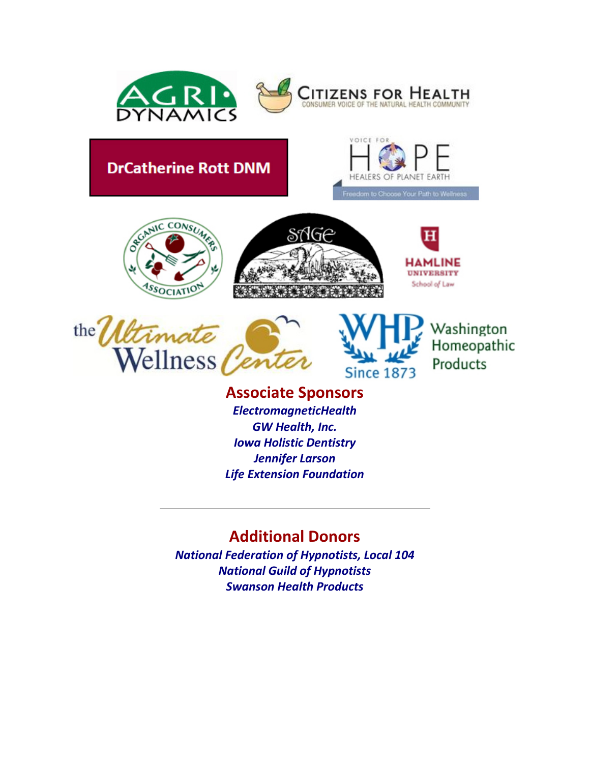AGRI DYNAMICS

CITIZENS FOR HEALTH
CONSUMER VOICE OF THE NATURAL HEALTH COMMUNITY

DrCatherine Rott DNM

VOICE FOR HOPE
HEALERS OF PLANET EARTH
Freedom to Choose Your Path to Wellness

ORGANIC CONSUMERS ASSOCIATION

SAGE

HAMLINE UNIVERSITY
School of Law

the Ultimate Wellness Center

WHP Washington Homeopathic Products
Since 1873

## Associate Sponsors

*ElectromagneticHealth*
*GW Health, Inc.*
*Iowa Holistic Dentistry*
*Jennifer Larson*
*Life Extension Foundation*

---

## Additional Donors

*National Federation of Hypnotists, Local 104*
*National Guild of Hypnotists*
*Swanson Health Products*